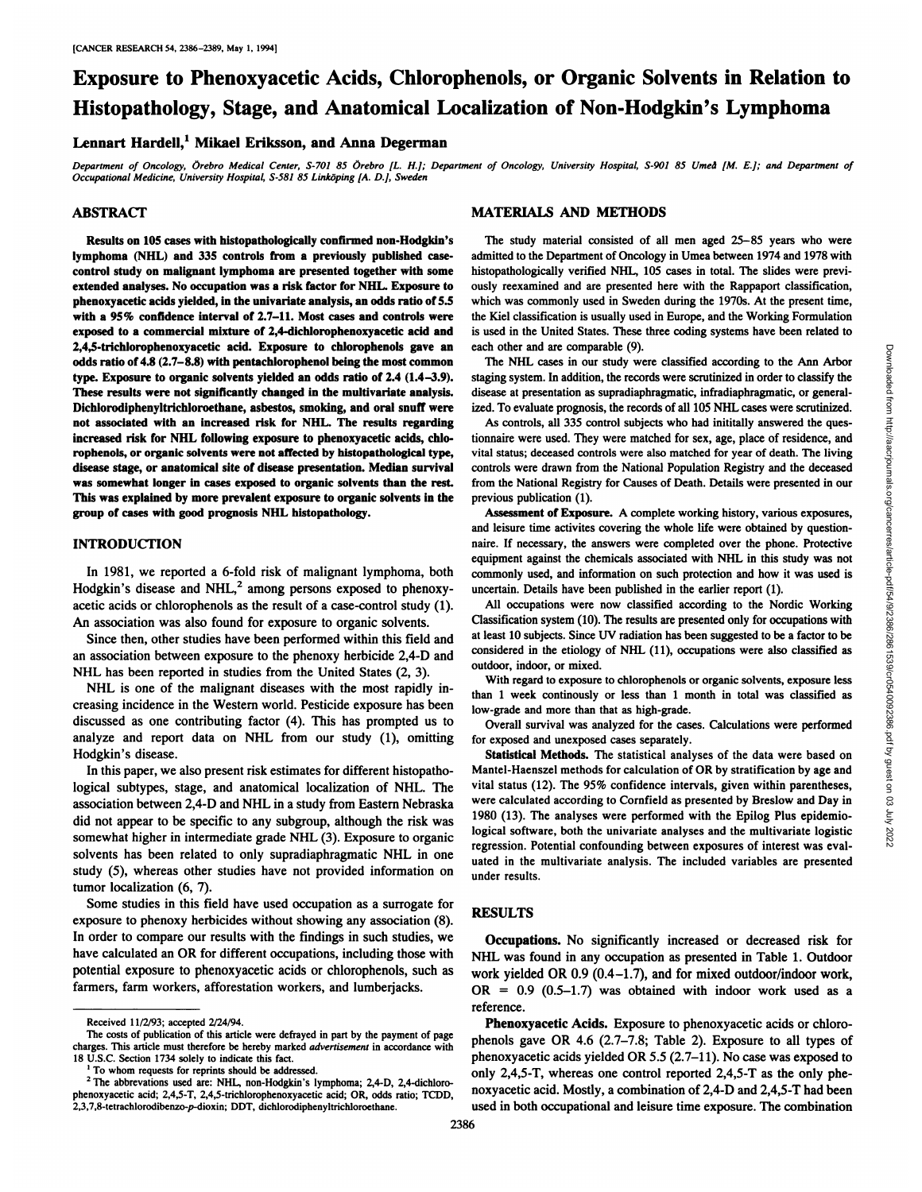# Exposure to Phenoxyacetic Acids, Chlorophenols, or Organic Solvents in Relation to Histopathology, Stage, and Anatomical Localization of Non-Hodgkin's Lymphoma

Lennart Hardell,[1] Mikael Eriksson, and Anna Degerman

*Department of Oncology, Örebro Medical Center, S-701 85 Örebro [L. H.]; Department of Oncology, University Hospital, S-901 85 Umeå [M. E.]; and Department of Occupational Medicine, University Hospital, S-581 85 Linköping [A. D.], Sweden*

## ABSTRACT

**Results on 105 cases with histopathologically confirmed non-Hodgkin's lymphoma (NHL) and 335 controls from a previously published case-control study on malignant lymphoma are presented together with some extended analyses. No occupation was a risk factor for NHL. Exposure to phenoxyacetic acids yielded, in the univariate analysis, an odds ratio of 5.5 with a 95% confidence interval of 2.7–11. Most cases and controls were exposed to a commercial mixture of 2,4-dichlorophenoxyacetic acid and 2,4,5-trichlorophenoxyacetic acid. Exposure to chlorophenols gave an odds ratio of 4.8 (2.7–8.8) with pentachlorophenol being the most common type. Exposure to organic solvents yielded an odds ratio of 2.4 (1.4–3.9). These results were not significantly changed in the multivariate analysis. Dichlorodiphenyltrichloroethane, asbestos, smoking, and oral snuff were not associated with an increased risk for NHL. The results regarding increased risk for NHL following exposure to phenoxyacetic acids, chlorophenols, or organic solvents were not affected by histopathological type, disease stage, or anatomical site of disease presentation. Median survival was somewhat longer in cases exposed to organic solvents than the rest. This was explained by more prevalent exposure to organic solvents in the group of cases with good prognosis NHL histopathology.**

## INTRODUCTION

In 1981, we reported a 6-fold risk of malignant lymphoma, both Hodgkin's disease and NHL,[2] among persons exposed to phenoxyacetic acids or chlorophenols as the result of a case-control study (1). An association was also found for exposure to organic solvents.

Since then, other studies have been performed within this field and an association between exposure to the phenoxy herbicide 2,4-D and NHL has been reported in studies from the United States (2, 3).

NHL is one of the malignant diseases with the most rapidly increasing incidence in the Western world. Pesticide exposure has been discussed as one contributing factor (4). This has prompted us to analyze and report data on NHL from our study (1), omitting Hodgkin's disease.

In this paper, we also present risk estimates for different histopathological subtypes, stage, and anatomical localization of NHL. The association between 2,4-D and NHL in a study from Eastern Nebraska did not appear to be specific to any subgroup, although the risk was somewhat higher in intermediate grade NHL (3). Exposure to organic solvents has been related to only supradiaphragmatic NHL in one study (5), whereas other studies have not provided information on tumor localization (6, 7).

Some studies in this field have used occupation as a surrogate for exposure to phenoxy herbicides without showing any association (8). In order to compare our results with the findings in such studies, we have calculated an OR for different occupations, including those with potential exposure to phenoxyacetic acids or chlorophenols, such as farmers, farm workers, afforestation workers, and lumberjacks.

Received 11/2/93; accepted 2/24/94.

The costs of publication of this article were defrayed in part by the payment of page charges. This article must therefore be hereby marked *advertisement* in accordance with 18 U.S.C. Section 1734 solely to indicate this fact.

[1] To whom requests for reprints should be addressed.

[2] The abbrevations used are: NHL, non-Hodgkin's lymphoma; 2,4-D, 2,4-dichlorophenoxyacetic acid; 2,4,5-T, 2,4,5-trichlorophenoxyacetic acid; OR, odds ratio; TCDD, 2,3,7,8-tetrachlorodibenzo-*p*-dioxin; DDT, dichlorodiphenyltrichloroethane.

## MATERIALS AND METHODS

The study material consisted of all men aged 25–85 years who were admitted to the Department of Oncology in Umea between 1974 and 1978 with histopathologically verified NHL, 105 cases in total. The slides were previously reexamined and are presented here with the Rappaport classification, which was commonly used in Sweden during the 1970s. At the present time, the Kiel classification is usually used in Europe, and the Working Formulation is used in the United States. These three coding systems have been related to each other and are comparable (9).

The NHL cases in our study were classified according to the Ann Arbor staging system. In addition, the records were scrutinized in order to classify the disease at presentation as supradiaphragmatic, infradiaphragmatic, or generalized. To evaluate prognosis, the records of all 105 NHL cases were scrutinized.

As controls, all 335 control subjects who had inititally answered the questionnaire were used. They were matched for sex, age, place of residence, and vital status; deceased controls were also matched for year of death. The living controls were drawn from the National Population Registry and the deceased from the National Registry for Causes of Death. Details were presented in our previous publication (1).

**Assessment of Exposure.** A complete working history, various exposures, and leisure time activites covering the whole life were obtained by questionnaire. If necessary, the answers were completed over the phone. Protective equipment against the chemicals associated with NHL in this study was not commonly used, and information on such protection and how it was used is uncertain. Details have been published in the earlier report (1).

All occupations were now classified according to the Nordic Working Classification system (10). The results are presented only for occupations with at least 10 subjects. Since UV radiation has been suggested to be a factor to be considered in the etiology of NHL (11), occupations were also classified as outdoor, indoor, or mixed.

With regard to exposure to chlorophenols or organic solvents, exposure less than 1 week continously or less than 1 month in total was classified as low-grade and more than that as high-grade.

Overall survival was analyzed for the cases. Calculations were performed for exposed and unexposed cases separately.

**Statistical Methods.** The statistical analyses of the data were based on Mantel-Haenszel methods for calculation of OR by stratification by age and vital status (12). The 95% confidence intervals, given within parentheses, were calculated according to Cornfield as presented by Breslow and Day in 1980 (13). The analyses were performed with the Epilog Plus epidemiological software, both the univariate analyses and the multivariate logistic regression. Potential confounding between exposures of interest was evaluated in the multivariate analysis. The included variables are presented under results.

## RESULTS

**Occupations.** No significantly increased or decreased risk for NHL was found in any occupation as presented in Table 1. Outdoor work yielded OR 0.9 (0.4–1.7), and for mixed outdoor/indoor work, OR = 0.9 (0.5–1.7) was obtained with indoor work used as a reference.

**Phenoxyacetic Acids.** Exposure to phenoxyacetic acids or chlorophenols gave OR 4.6 (2.7–7.8; Table 2). Exposure to all types of phenoxyacetic acids yielded OR 5.5 (2.7–11). No case was exposed to only 2,4,5-T, whereas one control reported 2,4,5-T as the only phenoxyacetic acid. Mostly, a combination of 2,4-D and 2,4,5-T had been used in both occupational and leisure time exposure. The combination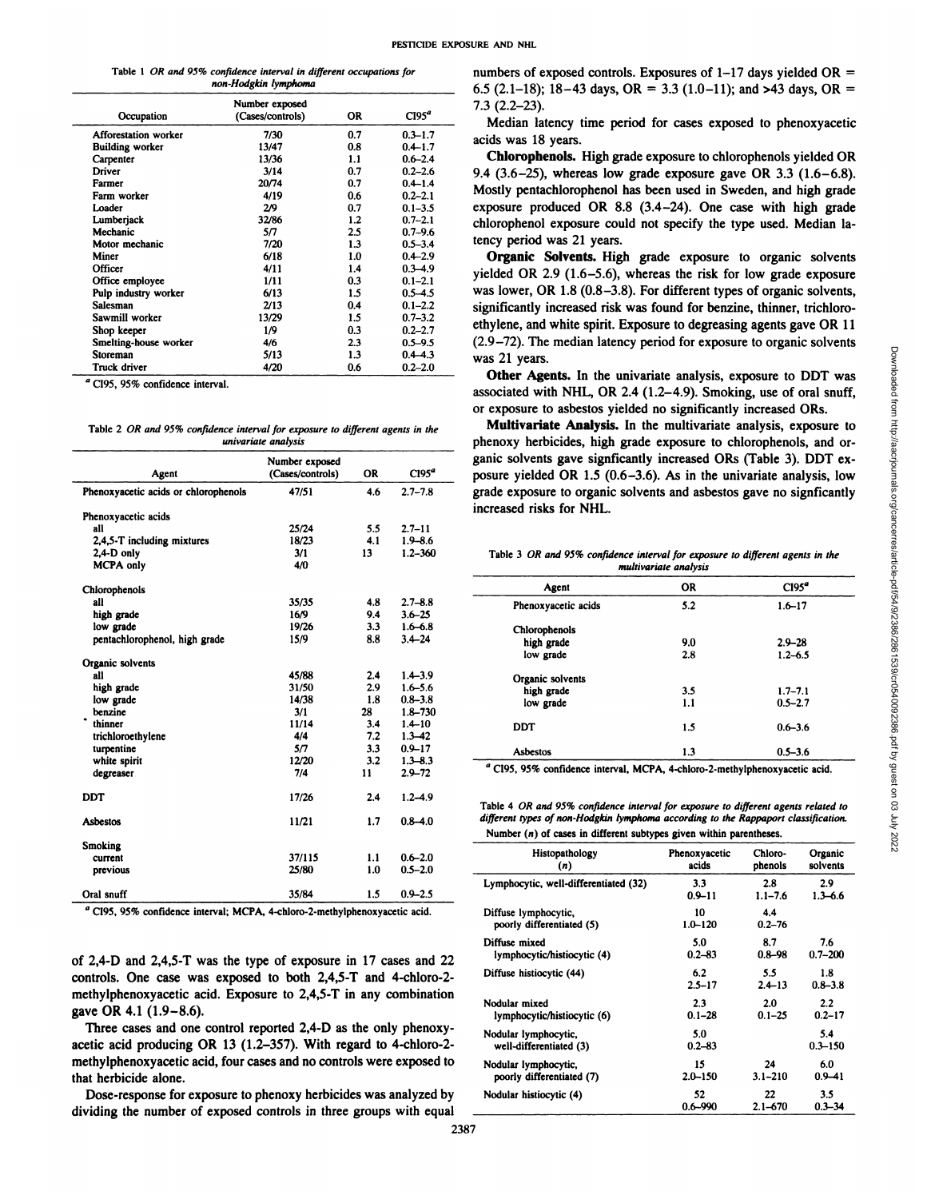Table 1 *OR and 95% confidence interval in different occupations for non-Hodgkin lymphoma*

| Occupation | Number exposed (Cases/controls) | OR | CI95[a] |
|---|---|---|---|
| Afforestation worker | 7/30 | 0.7 | 0.3–1.7 |
| Building worker | 13/47 | 0.8 | 0.4–1.7 |
| Carpenter | 13/36 | 1.1 | 0.6–2.4 |
| Driver | 3/14 | 0.7 | 0.2–2.6 |
| Farmer | 20/74 | 0.7 | 0.4–1.4 |
| Farm worker | 4/19 | 0.6 | 0.2–2.1 |
| Loader | 2/9 | 0.7 | 0.1–3.5 |
| Lumberjack | 32/86 | 1.2 | 0.7–2.1 |
| Mechanic | 5/7 | 2.5 | 0.7–9.6 |
| Motor mechanic | 7/20 | 1.3 | 0.5–3.4 |
| Miner | 6/18 | 1.0 | 0.4–2.9 |
| Officer | 4/11 | 1.4 | 0.3–4.9 |
| Office employee | 1/11 | 0.3 | 0.1–2.1 |
| Pulp industry worker | 6/13 | 1.5 | 0.5–4.5 |
| Salesman | 2/13 | 0.4 | 0.1–2.2 |
| Sawmill worker | 13/29 | 1.5 | 0.7–3.2 |
| Shop keeper | 1/9 | 0.3 | 0.2–2.7 |
| Smelting-house worker | 4/6 | 2.3 | 0.5–9.5 |
| Storeman | 5/13 | 1.3 | 0.4–4.3 |
| Truck driver | 4/20 | 0.6 | 0.2–2.0 |

[a] CI95, 95% confidence interval.

Table 2 *OR and 95% confidence interval for exposure to different agents in the univariate analysis*

| Agent | Number exposed (Cases/controls) | OR | CI95[a] |
|---|---|---|---|
| Phenoxyacetic acids or chlorophenols | 47/51 | 4.6 | 2.7–7.8 |
| Phenoxyacetic acids | | | |
| all | 25/24 | 5.5 | 2.7–11 |
| 2,4,5-T including mixtures | 18/23 | 4.1 | 1.9–8.6 |
| 2,4-D only | 3/1 | 13 | 1.2–360 |
| MCPA only | 4/0 | | |
| Chlorophenols | | | |
| all | 35/35 | 4.8 | 2.7–8.8 |
| high grade | 16/9 | 9.4 | 3.6–25 |
| low grade | 19/26 | 3.3 | 1.6–6.8 |
| pentachlorophenol, high grade | 15/9 | 8.8 | 3.4–24 |
| Organic solvents | | | |
| all | 45/88 | 2.4 | 1.4–3.9 |
| high grade | 31/50 | 2.9 | 1.6–5.6 |
| low grade | 14/38 | 1.8 | 0.8–3.8 |
| benzine | 3/1 | 28 | 1.8–730 |
| thinner | 11/14 | 3.4 | 1.4–10 |
| trichloroethylene | 4/4 | 7.2 | 1.3–42 |
| turpentine | 5/7 | 3.3 | 0.9–17 |
| white spirit | 12/20 | 3.2 | 1.3–8.3 |
| degreaser | 7/4 | 11 | 2.9–72 |
| DDT | 17/26 | 2.4 | 1.2–4.9 |
| Asbestos | 11/21 | 1.7 | 0.8–4.0 |
| Smoking | | | |
| current | 37/115 | 1.1 | 0.6–2.0 |
| previous | 25/80 | 1.0 | 0.5–2.0 |
| Oral snuff | 35/84 | 1.5 | 0.9–2.5 |

[a] CI95, 95% confidence interval; MCPA, 4-chloro-2-methylphenoxyacetic acid.

of 2,4-D and 2,4,5-T was the type of exposure in 17 cases and 22 controls. One case was exposed to both 2,4,5-T and 4-chloro-2-methylphenoxyacetic acid. Exposure to 2,4,5-T in any combination gave OR 4.1 (1.9–8.6).

Three cases and one control reported 2,4-D as the only phenoxyacetic acid producing OR 13 (1.2–357). With regard to 4-chloro-2-methylphenoxyacetic acid, four cases and no controls were exposed to that herbicide alone.

Dose-response for exposure to phenoxy herbicides was analyzed by dividing the number of exposed controls in three groups with equal numbers of exposed controls. Exposures of 1–17 days yielded OR = 6.5 (2.1–18); 18–43 days, OR = 3.3 (1.0–11); and >43 days, OR = 7.3 (2.2–23).

Median latency time period for cases exposed to phenoxyacetic acids was 18 years.

**Chlorophenols.** High grade exposure to chlorophenols yielded OR 9.4 (3.6–25), whereas low grade exposure gave OR 3.3 (1.6–6.8). Mostly pentachlorophenol has been used in Sweden, and high grade exposure produced OR 8.8 (3.4–24). One case with high grade chlorophenol exposure could not specify the type used. Median latency period was 21 years.

**Organic Solvents.** High grade exposure to organic solvents yielded OR 2.9 (1.6–5.6), whereas the risk for low grade exposure was lower, OR 1.8 (0.8–3.8). For different types of organic solvents, significantly increased risk was found for benzine, thinner, trichloroethylene, and white spirit. Exposure to degreasing agents gave OR 11 (2.9–72). The median latency period for exposure to organic solvents was 21 years.

**Other Agents.** In the univariate analysis, exposure to DDT was associated with NHL, OR 2.4 (1.2–4.9). Smoking, use of oral snuff, or exposure to asbestos yielded no significantly increased ORs.

**Multivariate Analysis.** In the multivariate analysis, exposure to phenoxy herbicides, high grade exposure to chlorophenols, and organic solvents gave signficantly increased ORs (Table 3). DDT exposure yielded OR 1.5 (0.6–3.6). As in the univariate analysis, low grade exposure to organic solvents and asbestos gave no signficantly increased risks for NHL.

Table 3 *OR and 95% confidence interval for exposure to different agents in the multivariate analysis*

| Agent | OR | CI95[a] |
|---|---|---|
| Phenoxyacetic acids | 5.2 | 1.6–17 |
| Chlorophenols | | |
| high grade | 9.0 | 2.9–28 |
| low grade | 2.8 | 1.2–6.5 |
| Organic solvents | | |
| high grade | 3.5 | 1.7–7.1 |
| low grade | 1.1 | 0.5–2.7 |
| DDT | 1.5 | 0.6–3.6 |
| Asbestos | 1.3 | 0.5–3.6 |

[a] CI95, 95% confidence interval, MCPA, 4-chloro-2-methylphenoxyacetic acid.

Table 4 *OR and 95% confidence interval for exposure to different agents related to different types of non-Hodgkin lymphoma according to the Rappaport classification.* Number (*n*) of cases in different subtypes given within parentheses.

| Histopathology (*n*) | Phenoxyacetic acids | Chlorophenols | Organic solvents |
|---|---|---|---|
| Lymphocytic, well-differentiated (32) | 3.3<br>0.9–11 | 2.8<br>1.1–7.6 | 2.9<br>1.3–6.6 |
| Diffuse lymphocytic, poorly differentiated (5) | 10<br>1.0–120 | 4.4<br>0.2–76 | |
| Diffuse mixed lymphocytic/histiocytic (4) | 5.0<br>0.2–83 | 8.7<br>0.8–98 | 7.6<br>0.7–200 |
| Diffuse histiocytic (44) | 6.2<br>2.5–17 | 5.5<br>2.4–13 | 1.8<br>0.8–3.8 |
| Nodular mixed lymphocytic/histiocytic (6) | 2.3<br>0.1–28 | 2.0<br>0.1–25 | 2.2<br>0.2–17 |
| Nodular lymphocytic, well-differentiated (3) | 5.0<br>0.2–83 | | 5.4<br>0.3–150 |
| Nodular lymphocytic, poorly differentiated (7) | 15<br>2.0–150 | 24<br>3.1–210 | 6.0<br>0.9–41 |
| Nodular histiocytic (4) | 52<br>0.6–990 | 22<br>2.1–670 | 3.5<br>0.3–34 |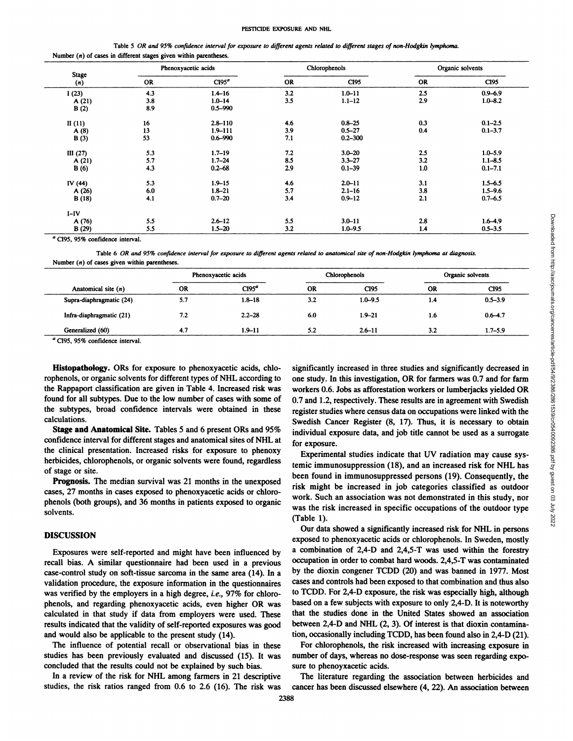Table 5 *OR and 95% confidence interval for exposure to different agents related to different stages of non-Hodgkin lymphoma.* Number (*n*) of cases in different stages given within parentheses.

| Stage (*n*) | Phenoxyacetic acids | | Chlorophenols | | Organic solvents | |
|---|---|---|---|---|---|---|
| | OR | CI95[a] | OR | CI95 | OR | CI95 |
| I (23) | 4.3 | 1.4–16 | 3.2 | 1.0–11 | 2.5 | 0.9–6.9 |
| A (21) | 3.8 | 1.0–14 | 3.5 | 1.1–12 | 2.9 | 1.0–8.2 |
| B (2) | 8.9 | 0.5–990 | | | | |
| II (11) | 16 | 2.8–110 | 4.6 | 0.8–25 | 0.3 | 0.1–2.5 |
| A (8) | 13 | 1.9–111 | 3.9 | 0.5–27 | 0.4 | 0.1–3.7 |
| B (3) | 53 | 0.6–990 | 7.1 | 0.2–300 | | |
| III (27) | 5.3 | 1.7–19 | 7.2 | 3.0–20 | 2.5 | 1.0–5.9 |
| A (21) | 5.7 | 1.7–24 | 8.5 | 3.3–27 | 3.2 | 1.1–8.5 |
| B (6) | 4.3 | 0.2–68 | 2.9 | 0.1–39 | 1.0 | 0.1–7.1 |
| IV (44) | 5.3 | 1.9–15 | 4.6 | 2.0–11 | 3.1 | 1.5–6.5 |
| A (26) | 6.0 | 1.8–21 | 5.7 | 2.1–16 | 3.8 | 1.5–9.6 |
| B (18) | 4.1 | 0.7–20 | 3.4 | 0.9–12 | 2.1 | 0.7–6.5 |
| I–IV | | | | | | |
| A (76) | 5.5 | 2.6–12 | 5.5 | 3.0–11 | 2.8 | 1.6–4.9 |
| B (29) | 5.5 | 1.5–20 | 3.2 | 1.0–9.5 | 1.4 | 0.5–3.5 |

[a] CI95, 95% confidence interval.

Table 6 *OR and 95% confidence interval for exposure to different agents related to anatomical site of non-Hodgkin lymphoma at diagnosis.* Number (*n*) of cases given within parentheses.

| Anatomical site (*n*) | Phenoxyacetic acids | | Chlorophenols | | Organic solvents | |
|---|---|---|---|---|---|---|
| | OR | CI95[a] | OR | CI95 | OR | CI95 |
| Supra-diaphragmatic (24) | 5.7 | 1.8–18 | 3.2 | 1.0–9.5 | 1.4 | 0.5–3.9 |
| Infra-diaphragmatic (21) | 7.2 | 2.2–28 | 6.0 | 1.9–21 | 1.6 | 0.6–4.7 |
| Generalized (60) | 4.7 | 1.9–11 | 5.2 | 2.6–11 | 3.2 | 1.7–5.9 |

[a] CI95, 95% confidence interval.

**Histopathology.** ORs for exposure to phenoxyacetic acids, chlorophenols, or organic solvents for different types of NHL according to the Rappaport classification are given in Table 4. Increased risk was found for all subtypes. Due to the low number of cases with some of the subtypes, broad confidence intervals were obtained in these calculations.

**Stage and Anatomical Site.** Tables 5 and 6 present ORs and 95% confidence interval for different stages and anatomical sites of NHL at the clinical presentation. Increased risks for exposure to phenoxy herbicides, chlorophenols, or organic solvents were found, regardless of stage or site.

**Prognosis.** The median survival was 21 months in the unexposed cases, 27 months in cases exposed to phenoxyacetic acids or chlorophenols (both groups), and 36 months in patients exposed to organic solvents.

## DISCUSSION

Exposures were self-reported and might have been influenced by recall bias. A similar questionnaire had been used in a previous case-control study on soft-tissue sarcoma in the same area (14). In a validation procedure, the exposure information in the questionnaires was verified by the employers in a high degree, *i.e.,* 97% for chlorophenols, and regarding phenoxyacetic acids, even higher OR was calculated in that study if data from employers were used. These results indicated that the validity of self-reported exposures was good and would also be applicable to the present study (14).

The influence of potential recall or observational bias in these studies has been previously evaluated and discussed (15). It was concluded that the results could not be explained by such bias.

In a review of the risk for NHL among farmers in 21 descriptive studies, the risk ratios ranged from 0.6 to 2.6 (16). The risk was significantly increased in three studies and significantly decreased in one study. In this investigation, OR for farmers was 0.7 and for farm workers 0.6. Jobs as afforestation workers or lumberjacks yielded OR 0.7 and 1.2, respectively. These results are in agreement with Swedish register studies where census data on occupations were linked with the Swedish Cancer Register (8, 17). Thus, it is necessary to obtain individual exposure data, and job title cannot be used as a surrogate for exposure.

Experimental studies indicate that UV radiation may cause systemic immunosuppression (18), and an increased risk for NHL has been found in immunosuppressed persons (19). Consequently, the risk might be increased in job categories classified as outdoor work. Such an association was not demonstrated in this study, nor was the risk increased in specific occupations of the outdoor type (Table 1).

Our data showed a significantly increased risk for NHL in persons exposed to phenoxyacetic acids or chlorophenols. In Sweden, mostly a combination of 2,4-D and 2,4,5-T was used within the forestry occupation in order to combat hard woods. 2,4,5-T was contaminated by the dioxin congener TCDD (20) and was banned in 1977. Most cases and controls had been exposed to that combination and thus also to TCDD. For 2,4-D exposure, the risk was especially high, although based on a few subjects with exposure to only 2,4-D. It is noteworthy that the studies done in the United States showed an association between 2,4-D and NHL (2, 3). Of interest is that dioxin contamination, occasionally including TCDD, has been found also in 2,4-D (21).

For chlorophenols, the risk increased with increasing exposure in number of days, whereas no dose-response was seen regarding exposure to phenoxyacetic acids.

The literature regarding the association between herbicides and cancer has been discussed elsewhere (4, 22). An association between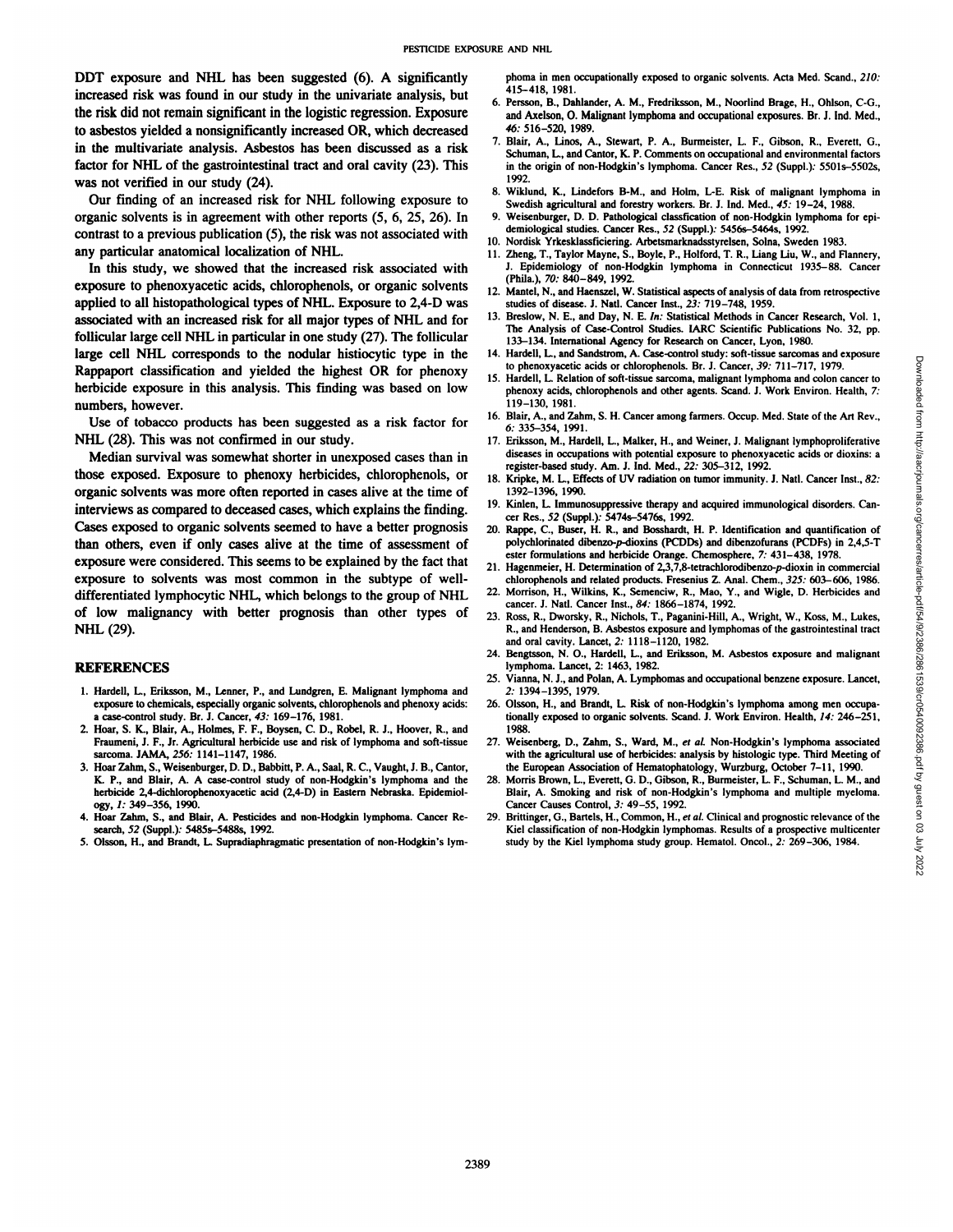DDT exposure and NHL has been suggested (6). A significantly increased risk was found in our study in the univariate analysis, but the risk did not remain significant in the logistic regression. Exposure to asbestos yielded a nonsignificantly increased OR, which decreased in the multivariate analysis. Asbestos has been discussed as a risk factor for NHL of the gastrointestinal tract and oral cavity (23). This was not verified in our study (24).

Our finding of an increased risk for NHL following exposure to organic solvents is in agreement with other reports (5, 6, 25, 26). In contrast to a previous publication (5), the risk was not associated with any particular anatomical localization of NHL.

In this study, we showed that the increased risk associated with exposure to phenoxyacetic acids, chlorophenols, or organic solvents applied to all histopathological types of NHL. Exposure to 2,4-D was associated with an increased risk for all major types of NHL and for follicular large cell NHL in particular in one study (27). The follicular large cell NHL corresponds to the nodular histiocytic type in the Rappaport classification and yielded the highest OR for phenoxy herbicide exposure in this analysis. This finding was based on low numbers, however.

Use of tobacco products has been suggested as a risk factor for NHL (28). This was not confirmed in our study.

Median survival was somewhat shorter in unexposed cases than in those exposed. Exposure to phenoxy herbicides, chlorophenols, or organic solvents was more often reported in cases alive at the time of interviews as compared to deceased cases, which explains the finding. Cases exposed to organic solvents seemed to have a better prognosis than others, even if only cases alive at the time of assessment of exposure were considered. This seems to be explained by the fact that exposure to solvents was most common in the subtype of well-differentiated lymphocytic NHL, which belongs to the group of NHL of low malignancy with better prognosis than other types of NHL (29).

## REFERENCES

1. Hardell, L., Eriksson, M., Lenner, P., and Lundgren, E. Malignant lymphoma and exposure to chemicals, especially organic solvents, chlorophenols and phenoxy acids: a case-control study. Br. J. Cancer, *43:* 169–176, 1981.
2. Hoar, S. K., Blair, A., Holmes, F. F., Boysen, C. D., Robel, R. J., Hoover, R., and Fraumeni, J. F., Jr. Agricultural herbicide use and risk of lymphoma and soft-tissue sarcoma. JAMA, *256:* 1141–1147, 1986.
3. Hoar Zahm, S., Weisenburger, D. D., Babbitt, P. A., Saal, R. C., Vaught, J. B., Cantor, K. P., and Blair, A. A case-control study of non-Hodgkin's lymphoma and the herbicide 2,4-dichlorophenoxyacetic acid (2,4-D) in Eastern Nebraska. Epidemiology, *1:* 349–356, 1990.
4. Hoar Zahm, S., and Blair, A. Pesticides and non-Hodgkin lymphoma. Cancer Research, *52* (Suppl.)*:* 5485s–5488s, 1992.
5. Olsson, H., and Brandt, L. Supradiaphragmatic presentation of non-Hodgkin's lymphoma in men occupationally exposed to organic solvents. Acta Med. Scand., *210:* 415–418, 1981.
6. Persson, B., Dahlander, A. M., Fredriksson, M., Noorlind Brage, H., Ohlson, C-G., and Axelson, O. Malignant lymphoma and occupational exposures. Br. J. Ind. Med., *46:* 516–520, 1989.
7. Blair, A., Linos, A., Stewart, P. A., Burmeister, L. F., Gibson, R., Everett, G., Schuman, L., and Cantor, K. P. Comments on occupational and environmental factors in the origin of non-Hodgkin's lymphoma. Cancer Res., *52* (Suppl.)*:* 5501s–5502s, 1992.
8. Wiklund, K., Lindefors B-M., and Holm, L-E. Risk of malignant lymphoma in Swedish agricultural and forestry workers. Br. J. Ind. Med., *45:* 19–24, 1988.
9. Weisenburger, D. D. Pathological classfication of non-Hodgkin lymphoma for epidemiological studies. Cancer Res., *52* (Suppl.)*:* 5456s–5464s, 1992.
10. Nordisk Yrkesklassficiering. Arbetsmarknadsstyrelsen, Solna, Sweden 1983.
11. Zheng, T., Taylor Mayne, S., Boyle, P., Holford, T. R., Liang Liu, W., and Flannery, J. Epidemiology of non-Hodgkin lymphoma in Connecticut 1935–88. Cancer (Phila.), *70:* 840–849, 1992.
12. Mantel, N., and Haenszel, W. Statistical aspects of analysis of data from retrospective studies of disease. J. Natl. Cancer Inst., *23:* 719–748, 1959.
13. Breslow, N. E., and Day, N. E. *In:* Statistical Methods in Cancer Research, Vol. 1, The Analysis of Case-Control Studies. IARC Scientific Publications No. 32, pp. 133–134. International Agency for Research on Cancer, Lyon, 1980.
14. Hardell, L., and Sandstrom, A. Case-control study: soft-tissue sarcomas and exposure to phenoxyacetic acids or chlorophenols. Br. J. Cancer, *39:* 711–717, 1979.
15. Hardell, L. Relation of soft-tissue sarcoma, malignant lymphoma and colon cancer to phenoxy acids, chlorophenols and other agents. Scand. J. Work Environ. Health, *7:* 119–130, 1981.
16. Blair, A., and Zahm, S. H. Cancer among farmers. Occup. Med. State of the Art Rev., *6:* 335–354, 1991.
17. Eriksson, M., Hardell, L., Malker, H., and Weiner, J. Malignant lymphoproliferative diseases in occupations with potential exposure to phenoxyacetic acids or dioxins: a register-based study. Am. J. Ind. Med., *22:* 305–312, 1992.
18. Kripke, M. L., Effects of UV radiation on tumor immunity. J. Natl. Cancer Inst., *82:* 1392–1396, 1990.
19. Kinlen, L. Immunosuppressive therapy and acquired immunological disorders. Cancer Res., *52* (Suppl.)*:* 5474s–5476s, 1992.
20. Rappe, C., Buser, H. R., and Bosshardt, H. P. Identification and quantification of polychlorinated dibenzo-*p*-dioxins (PCDDs) and dibenzofurans (PCDFs) in 2,4,5-T ester formulations and herbicide Orange. Chemosphere, *7:* 431–438, 1978.
21. Hagenmeier, H. Determination of 2,3,7,8-tetrachlorodibenzo-*p*-dioxin in commercial chlorophenols and related products. Fresenius Z. Anal. Chem., *325:* 603–606, 1986.
22. Morrison, H., Wilkins, K., Semenciw, R., Mao, Y., and Wigle, D. Herbicides and cancer. J. Natl. Cancer Inst., *84:* 1866–1874, 1992.
23. Ross, R., Dworsky, R., Nichols, T., Paganini-Hill, A., Wright, W., Koss, M., Lukes, R., and Henderson, B. Asbestos exposure and lymphomas of the gastrointestinal tract and oral cavity. Lancet, *2:* 1118–1120, 1982.
24. Bengtsson, N. O., Hardell, L., and Eriksson, M. Asbestos exposure and malignant lymphoma. Lancet, 2: 1463, 1982.
25. Vianna, N. J., and Polan, A. Lymphomas and occupational benzene exposure. Lancet, *2:* 1394–1395, 1979.
26. Olsson, H., and Brandt, L. Risk of non-Hodgkin's lymphoma among men occupationally exposed to organic solvents. Scand. J. Work Environ. Health, *14:* 246–251, 1988.
27. Weisenberg, D., Zahm, S., Ward, M., *et al.* Non-Hodgkin's lymphoma associated with the agricultural use of herbicides: analysis by histologic type. Third Meeting of the European Association of Hematophatology, Wurzburg, October 7–11, 1990.
28. Morris Brown, L., Everett, G. D., Gibson, R., Burmeister, L. F., Schuman, L. M., and Blair, A. Smoking and risk of non-Hodgkin's lymphoma and multiple myeloma. Cancer Causes Control, *3:* 49–55, 1992.
29. Brittinger, G., Bartels, H., Common, H., *et al.* Clinical and prognostic relevance of the Kiel classification of non-Hodgkin lymphomas. Results of a prospective multicenter study by the Kiel lymphoma study group. Hematol. Oncol., *2:* 269–306, 1984.